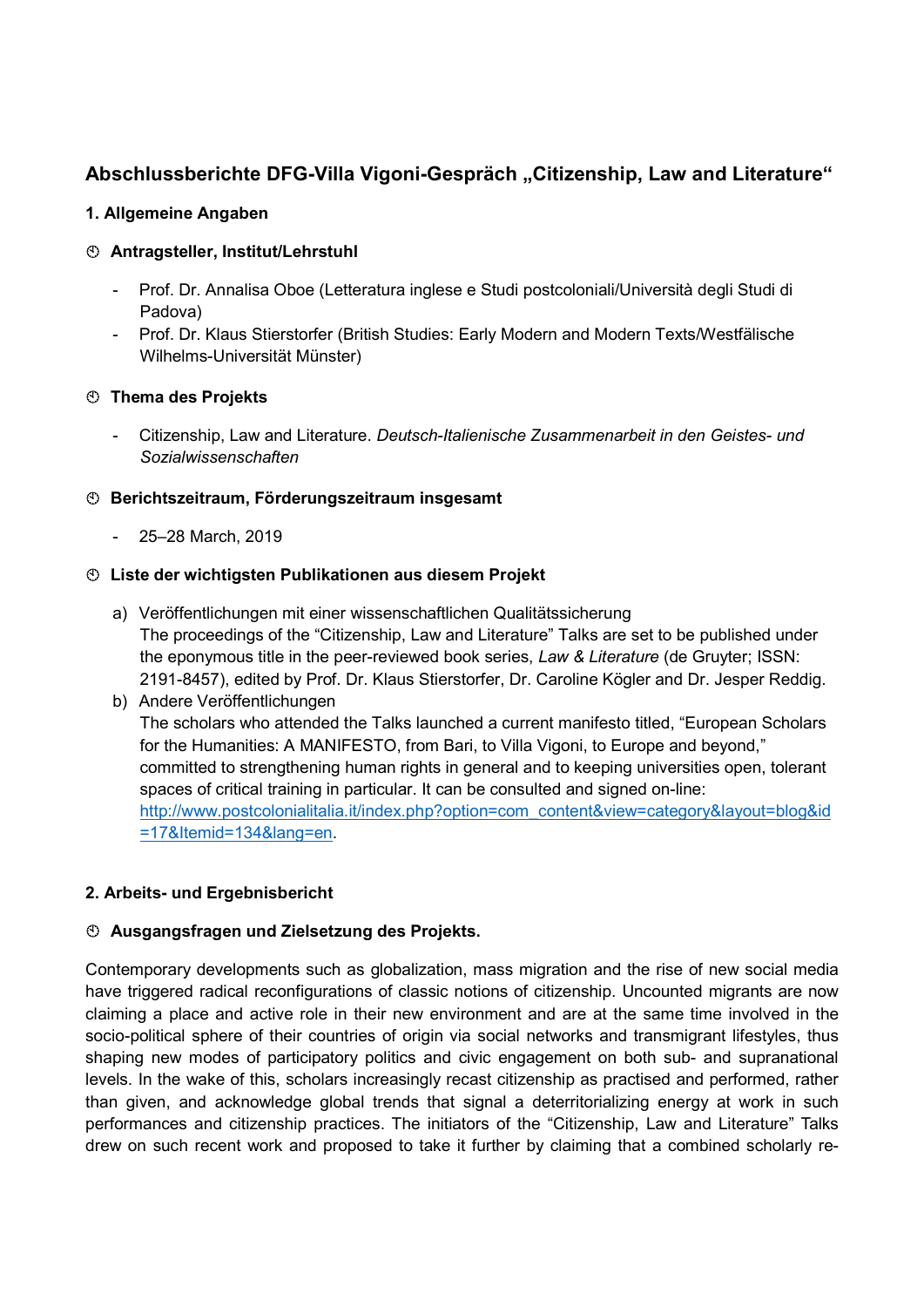## Abschlussberichte DFG-Villa Vigoni-Gespräch „Citizenship, Law and Literature“

### 1. Allgemeine Angaben

#### Antragsteller, Institut/Lehrstuhl

- Prof. Dr. Annalisa Oboe (Letteratura inglese e Studi postcoloniali/Università degli Studi di Padova)
- Prof. Dr. Klaus Stierstorfer (British Studies: Early Modern and Modern Texts/Westfälische Wilhelms-Universität Münster)

#### Thema des Projekts

- Citizenship, Law and Literature. *Deutsch-Italienische Zusammenarbeit in den Geistes- und Sozialwissenschaften*

#### Berichtszeitraum, Förderungszeitraum insgesamt

- 25–28 March, 2019

#### Liste der wichtigsten Publikationen aus diesem Projekt

a) Veröffentlichungen mit einer wissenschaftlichen Qualitätssicherung
The proceedings of the “Citizenship, Law and Literature” Talks are set to be published under the eponymous title in the peer-reviewed book series, *Law & Literature* (de Gruyter; ISSN: 2191-8457), edited by Prof. Dr. Klaus Stierstorfer, Dr. Caroline Kögler and Dr. Jesper Reddig.

b) Andere Veröffentlichungen
The scholars who attended the Talks launched a current manifesto titled, “European Scholars for the Humanities: A MANIFESTO, from Bari, to Villa Vigoni, to Europe and beyond,” committed to strengthening human rights in general and to keeping universities open, tolerant spaces of critical training in particular. It can be consulted and signed on-line: http://www.postcolonialitalia.it/index.php?option=com_content&view=category&layout=blog&id=17&Itemid=134&lang=en.

### 2. Arbeits- und Ergebnisbericht

#### Ausgangsfragen und Zielsetzung des Projekts.

Contemporary developments such as globalization, mass migration and the rise of new social media have triggered radical reconfigurations of classic notions of citizenship. Uncounted migrants are now claiming a place and active role in their new environment and are at the same time involved in the socio-political sphere of their countries of origin via social networks and transmigrant lifestyles, thus shaping new modes of participatory politics and civic engagement on both sub- and supranational levels. In the wake of this, scholars increasingly recast citizenship as practised and performed, rather than given, and acknowledge global trends that signal a deterritorializing energy at work in such performances and citizenship practices. The initiators of the “Citizenship, Law and Literature” Talks drew on such recent work and proposed to take it further by claiming that a combined scholarly re-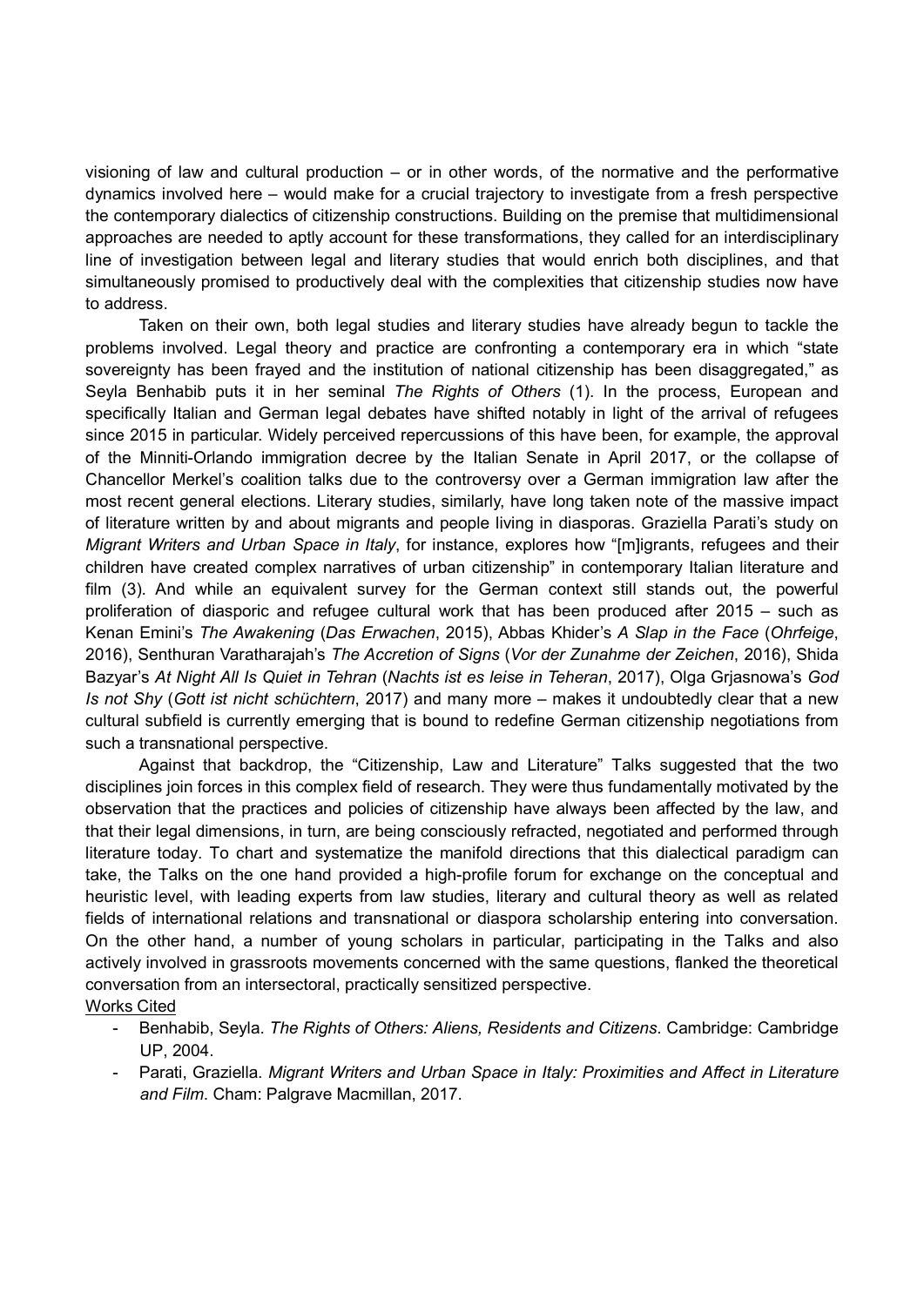visioning of law and cultural production – or in other words, of the normative and the performative dynamics involved here – would make for a crucial trajectory to investigate from a fresh perspective the contemporary dialectics of citizenship constructions. Building on the premise that multidimensional approaches are needed to aptly account for these transformations, they called for an interdisciplinary line of investigation between legal and literary studies that would enrich both disciplines, and that simultaneously promised to productively deal with the complexities that citizenship studies now have to address.

Taken on their own, both legal studies and literary studies have already begun to tackle the problems involved. Legal theory and practice are confronting a contemporary era in which "state sovereignty has been frayed and the institution of national citizenship has been disaggregated," as Seyla Benhabib puts it in her seminal *The Rights of Others* (1). In the process, European and specifically Italian and German legal debates have shifted notably in light of the arrival of refugees since 2015 in particular. Widely perceived repercussions of this have been, for example, the approval of the Minniti-Orlando immigration decree by the Italian Senate in April 2017, or the collapse of Chancellor Merkel's coalition talks due to the controversy over a German immigration law after the most recent general elections. Literary studies, similarly, have long taken note of the massive impact of literature written by and about migrants and people living in diasporas. Graziella Parati's study on *Migrant Writers and Urban Space in Italy*, for instance, explores how "[m]igrants, refugees and their children have created complex narratives of urban citizenship" in contemporary Italian literature and film (3). And while an equivalent survey for the German context still stands out, the powerful proliferation of diasporic and refugee cultural work that has been produced after 2015 – such as Kenan Emini's *The Awakening* (*Das Erwachen*, 2015), Abbas Khider's *A Slap in the Face* (*Ohrfeige*, 2016), Senthuran Varatharajah's *The Accretion of Signs* (*Vor der Zunahme der Zeichen*, 2016), Shida Bazyar's *At Night All Is Quiet in Tehran* (*Nachts ist es leise in Teheran*, 2017), Olga Grjasnowa's *God Is not Shy* (*Gott ist nicht schüchtern*, 2017) and many more – makes it undoubtedly clear that a new cultural subfield is currently emerging that is bound to redefine German citizenship negotiations from such a transnational perspective.

Against that backdrop, the "Citizenship, Law and Literature" Talks suggested that the two disciplines join forces in this complex field of research. They were thus fundamentally motivated by the observation that the practices and policies of citizenship have always been affected by the law, and that their legal dimensions, in turn, are being consciously refracted, negotiated and performed through literature today. To chart and systematize the manifold directions that this dialectical paradigm can take, the Talks on the one hand provided a high-profile forum for exchange on the conceptual and heuristic level, with leading experts from law studies, literary and cultural theory as well as related fields of international relations and transnational or diaspora scholarship entering into conversation. On the other hand, a number of young scholars in particular, participating in the Talks and also actively involved in grassroots movements concerned with the same questions, flanked the theoretical conversation from an intersectoral, practically sensitized perspective.

Works Cited

- Benhabib, Seyla. *The Rights of Others: Aliens, Residents and Citizens*. Cambridge: Cambridge UP, 2004.
- Parati, Graziella. *Migrant Writers and Urban Space in Italy: Proximities and Affect in Literature and Film*. Cham: Palgrave Macmillan, 2017.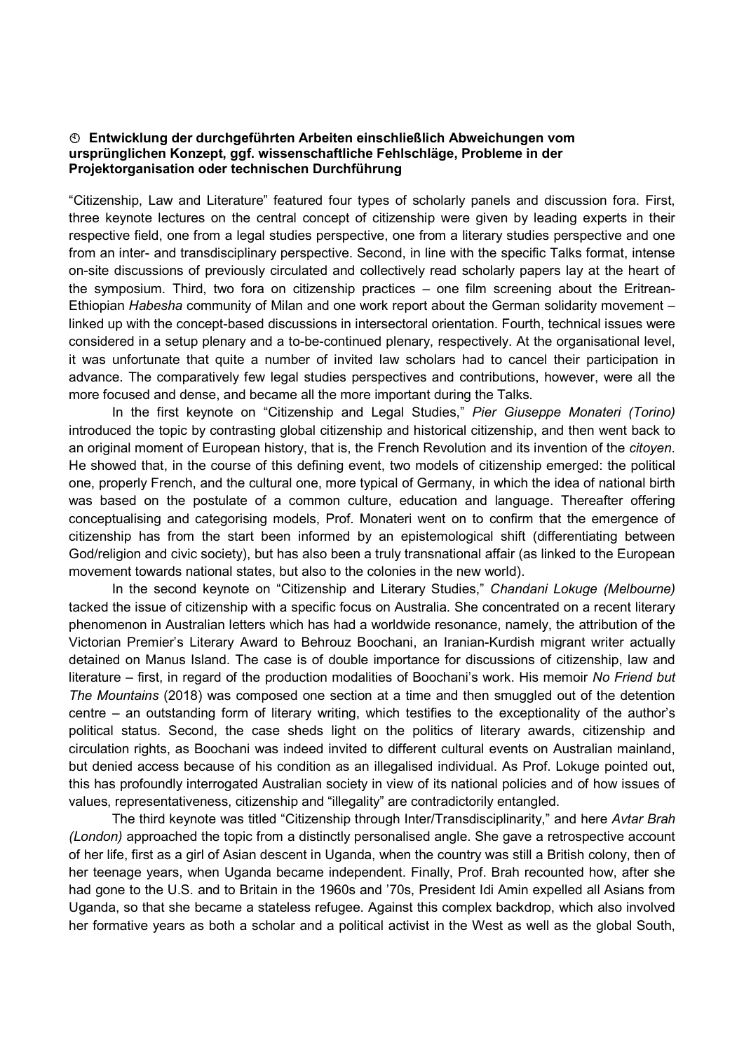### ➂ Entwicklung der durchgeführten Arbeiten einschließlich Abweichungen vom ursprünglichen Konzept, ggf. wissenschaftliche Fehlschläge, Probleme in der Projektorganisation oder technischen Durchführung

"Citizenship, Law and Literature" featured four types of scholarly panels and discussion fora. First, three keynote lectures on the central concept of citizenship were given by leading experts in their respective field, one from a legal studies perspective, one from a literary studies perspective and one from an inter- and transdisciplinary perspective. Second, in line with the specific Talks format, intense on-site discussions of previously circulated and collectively read scholarly papers lay at the heart of the symposium. Third, two fora on citizenship practices – one film screening about the Eritrean-Ethiopian *Habesha* community of Milan and one work report about the German solidarity movement – linked up with the concept-based discussions in intersectoral orientation. Fourth, technical issues were considered in a setup plenary and a to-be-continued plenary, respectively. At the organisational level, it was unfortunate that quite a number of invited law scholars had to cancel their participation in advance. The comparatively few legal studies perspectives and contributions, however, were all the more focused and dense, and became all the more important during the Talks.

In the first keynote on "Citizenship and Legal Studies," *Pier Giuseppe Monateri (Torino)* introduced the topic by contrasting global citizenship and historical citizenship, and then went back to an original moment of European history, that is, the French Revolution and its invention of the *citoyen*. He showed that, in the course of this defining event, two models of citizenship emerged: the political one, properly French, and the cultural one, more typical of Germany, in which the idea of national birth was based on the postulate of a common culture, education and language. Thereafter offering conceptualising and categorising models, Prof. Monateri went on to confirm that the emergence of citizenship has from the start been informed by an epistemological shift (differentiating between God/religion and civic society), but has also been a truly transnational affair (as linked to the European movement towards national states, but also to the colonies in the new world).

In the second keynote on "Citizenship and Literary Studies," *Chandani Lokuge (Melbourne)* tacked the issue of citizenship with a specific focus on Australia. She concentrated on a recent literary phenomenon in Australian letters which has had a worldwide resonance, namely, the attribution of the Victorian Premier's Literary Award to Behrouz Boochani, an Iranian-Kurdish migrant writer actually detained on Manus Island. The case is of double importance for discussions of citizenship, law and literature – first, in regard of the production modalities of Boochani's work. His memoir *No Friend but The Mountains* (2018) was composed one section at a time and then smuggled out of the detention centre – an outstanding form of literary writing, which testifies to the exceptionality of the author's political status. Second, the case sheds light on the politics of literary awards, citizenship and circulation rights, as Boochani was indeed invited to different cultural events on Australian mainland, but denied access because of his condition as an illegalised individual. As Prof. Lokuge pointed out, this has profoundly interrogated Australian society in view of its national policies and of how issues of values, representativeness, citizenship and "illegality" are contradictorily entangled.

The third keynote was titled "Citizenship through Inter/Transdisciplinarity," and here *Avtar Brah (London)* approached the topic from a distinctly personalised angle. She gave a retrospective account of her life, first as a girl of Asian descent in Uganda, when the country was still a British colony, then of her teenage years, when Uganda became independent. Finally, Prof. Brah recounted how, after she had gone to the U.S. and to Britain in the 1960s and '70s, President Idi Amin expelled all Asians from Uganda, so that she became a stateless refugee. Against this complex backdrop, which also involved her formative years as both a scholar and a political activist in the West as well as the global South,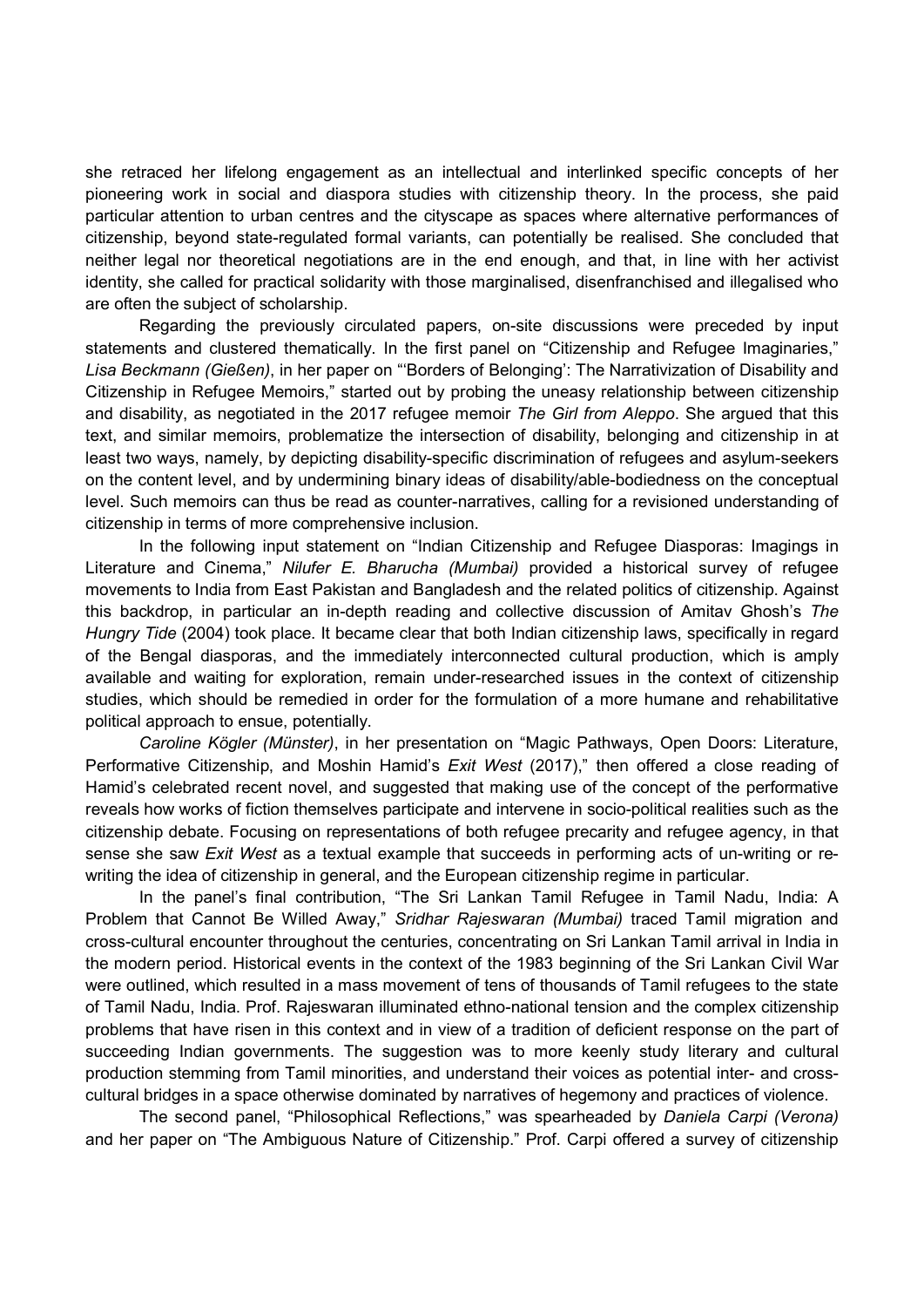she retraced her lifelong engagement as an intellectual and interlinked specific concepts of her pioneering work in social and diaspora studies with citizenship theory. In the process, she paid particular attention to urban centres and the cityscape as spaces where alternative performances of citizenship, beyond state-regulated formal variants, can potentially be realised. She concluded that neither legal nor theoretical negotiations are in the end enough, and that, in line with her activist identity, she called for practical solidarity with those marginalised, disenfranchised and illegalised who are often the subject of scholarship.

Regarding the previously circulated papers, on-site discussions were preceded by input statements and clustered thematically. In the first panel on "Citizenship and Refugee Imaginaries," *Lisa Beckmann (Gießen)*, in her paper on "'Borders of Belonging': The Narrativization of Disability and Citizenship in Refugee Memoirs," started out by probing the uneasy relationship between citizenship and disability, as negotiated in the 2017 refugee memoir *The Girl from Aleppo*. She argued that this text, and similar memoirs, problematize the intersection of disability, belonging and citizenship in at least two ways, namely, by depicting disability-specific discrimination of refugees and asylum-seekers on the content level, and by undermining binary ideas of disability/able-bodiedness on the conceptual level. Such memoirs can thus be read as counter-narratives, calling for a revisioned understanding of citizenship in terms of more comprehensive inclusion.

In the following input statement on "Indian Citizenship and Refugee Diasporas: Imagings in Literature and Cinema," *Nilufer E. Bharucha (Mumbai)* provided a historical survey of refugee movements to India from East Pakistan and Bangladesh and the related politics of citizenship. Against this backdrop, in particular an in-depth reading and collective discussion of Amitav Ghosh's *The Hungry Tide* (2004) took place. It became clear that both Indian citizenship laws, specifically in regard of the Bengal diasporas, and the immediately interconnected cultural production, which is amply available and waiting for exploration, remain under-researched issues in the context of citizenship studies, which should be remedied in order for the formulation of a more humane and rehabilitative political approach to ensue, potentially.

*Caroline Kögler (Münster)*, in her presentation on "Magic Pathways, Open Doors: Literature, Performative Citizenship, and Moshin Hamid's *Exit West* (2017)," then offered a close reading of Hamid's celebrated recent novel, and suggested that making use of the concept of the performative reveals how works of fiction themselves participate and intervene in socio-political realities such as the citizenship debate. Focusing on representations of both refugee precarity and refugee agency, in that sense she saw *Exit West* as a textual example that succeeds in performing acts of un-writing or re-writing the idea of citizenship in general, and the European citizenship regime in particular.

In the panel's final contribution, "The Sri Lankan Tamil Refugee in Tamil Nadu, India: A Problem that Cannot Be Willed Away," *Sridhar Rajeswaran (Mumbai)* traced Tamil migration and cross-cultural encounter throughout the centuries, concentrating on Sri Lankan Tamil arrival in India in the modern period. Historical events in the context of the 1983 beginning of the Sri Lankan Civil War were outlined, which resulted in a mass movement of tens of thousands of Tamil refugees to the state of Tamil Nadu, India. Prof. Rajeswaran illuminated ethno-national tension and the complex citizenship problems that have risen in this context and in view of a tradition of deficient response on the part of succeeding Indian governments. The suggestion was to more keenly study literary and cultural production stemming from Tamil minorities, and understand their voices as potential inter- and cross-cultural bridges in a space otherwise dominated by narratives of hegemony and practices of violence.

The second panel, "Philosophical Reflections," was spearheaded by *Daniela Carpi (Verona)* and her paper on "The Ambiguous Nature of Citizenship." Prof. Carpi offered a survey of citizenship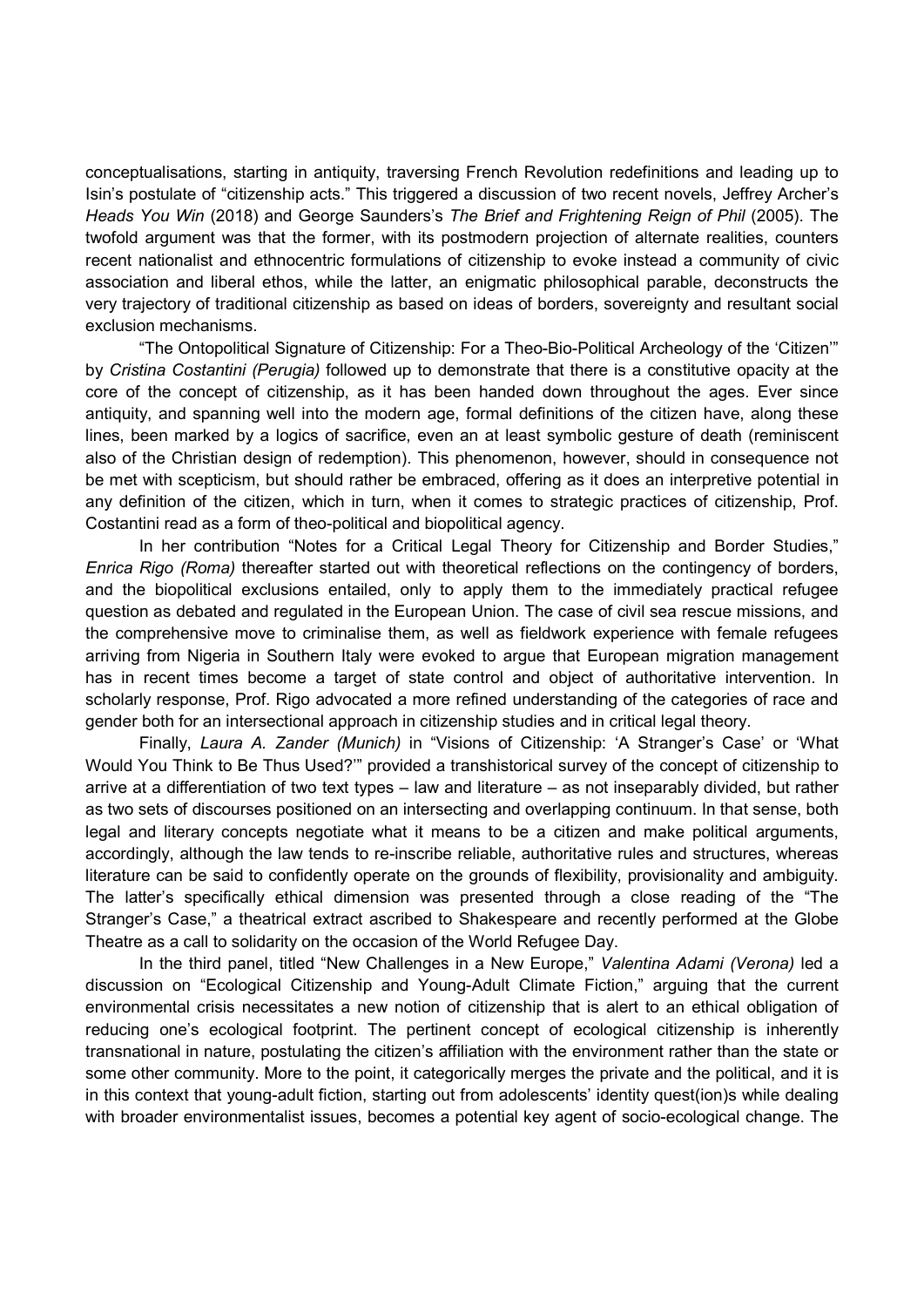conceptualisations, starting in antiquity, traversing French Revolution redefinitions and leading up to Isin's postulate of "citizenship acts." This triggered a discussion of two recent novels, Jeffrey Archer's *Heads You Win* (2018) and George Saunders's *The Brief and Frightening Reign of Phil* (2005). The twofold argument was that the former, with its postmodern projection of alternate realities, counters recent nationalist and ethnocentric formulations of citizenship to evoke instead a community of civic association and liberal ethos, while the latter, an enigmatic philosophical parable, deconstructs the very trajectory of traditional citizenship as based on ideas of borders, sovereignty and resultant social exclusion mechanisms.

"The Ontopolitical Signature of Citizenship: For a Theo-Bio-Political Archeology of the 'Citizen'" by *Cristina Costantini (Perugia)* followed up to demonstrate that there is a constitutive opacity at the core of the concept of citizenship, as it has been handed down throughout the ages. Ever since antiquity, and spanning well into the modern age, formal definitions of the citizen have, along these lines, been marked by a logics of sacrifice, even an at least symbolic gesture of death (reminiscent also of the Christian design of redemption). This phenomenon, however, should in consequence not be met with scepticism, but should rather be embraced, offering as it does an interpretive potential in any definition of the citizen, which in turn, when it comes to strategic practices of citizenship, Prof. Costantini read as a form of theo-political and biopolitical agency.

In her contribution "Notes for a Critical Legal Theory for Citizenship and Border Studies," *Enrica Rigo (Roma)* thereafter started out with theoretical reflections on the contingency of borders, and the biopolitical exclusions entailed, only to apply them to the immediately practical refugee question as debated and regulated in the European Union. The case of civil sea rescue missions, and the comprehensive move to criminalise them, as well as fieldwork experience with female refugees arriving from Nigeria in Southern Italy were evoked to argue that European migration management has in recent times become a target of state control and object of authoritative intervention. In scholarly response, Prof. Rigo advocated a more refined understanding of the categories of race and gender both for an intersectional approach in citizenship studies and in critical legal theory.

Finally, *Laura A. Zander (Munich)* in "Visions of Citizenship: 'A Stranger's Case' or 'What Would You Think to Be Thus Used?'" provided a transhistorical survey of the concept of citizenship to arrive at a differentiation of two text types – law and literature – as not inseparably divided, but rather as two sets of discourses positioned on an intersecting and overlapping continuum. In that sense, both legal and literary concepts negotiate what it means to be a citizen and make political arguments, accordingly, although the law tends to re-inscribe reliable, authoritative rules and structures, whereas literature can be said to confidently operate on the grounds of flexibility, provisionality and ambiguity. The latter's specifically ethical dimension was presented through a close reading of the "The Stranger's Case," a theatrical extract ascribed to Shakespeare and recently performed at the Globe Theatre as a call to solidarity on the occasion of the World Refugee Day.

In the third panel, titled "New Challenges in a New Europe," *Valentina Adami (Verona)* led a discussion on "Ecological Citizenship and Young-Adult Climate Fiction," arguing that the current environmental crisis necessitates a new notion of citizenship that is alert to an ethical obligation of reducing one's ecological footprint. The pertinent concept of ecological citizenship is inherently transnational in nature, postulating the citizen's affiliation with the environment rather than the state or some other community. More to the point, it categorically merges the private and the political, and it is in this context that young-adult fiction, starting out from adolescents' identity quest(ion)s while dealing with broader environmentalist issues, becomes a potential key agent of socio-ecological change. The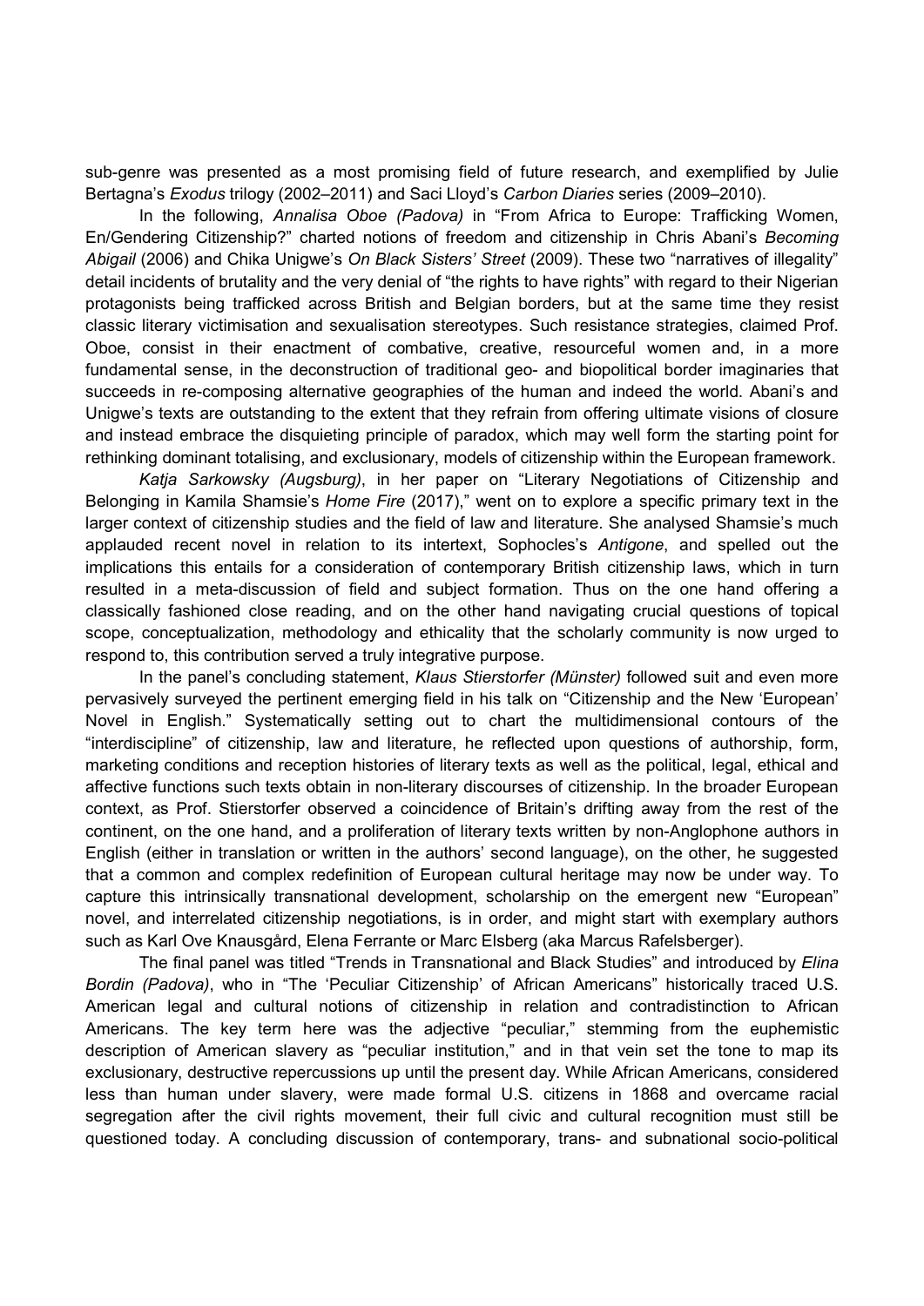sub-genre was presented as a most promising field of future research, and exemplified by Julie Bertagna's *Exodus* trilogy (2002–2011) and Saci Lloyd's *Carbon Diaries* series (2009–2010).

In the following, *Annalisa Oboe (Padova)* in "From Africa to Europe: Trafficking Women, En/Gendering Citizenship?" charted notions of freedom and citizenship in Chris Abani's *Becoming Abigail* (2006) and Chika Unigwe's *On Black Sisters' Street* (2009). These two "narratives of illegality" detail incidents of brutality and the very denial of "the rights to have rights" with regard to their Nigerian protagonists being trafficked across British and Belgian borders, but at the same time they resist classic literary victimisation and sexualisation stereotypes. Such resistance strategies, claimed Prof. Oboe, consist in their enactment of combative, creative, resourceful women and, in a more fundamental sense, in the deconstruction of traditional geo- and biopolitical border imaginaries that succeeds in re-composing alternative geographies of the human and indeed the world. Abani's and Unigwe's texts are outstanding to the extent that they refrain from offering ultimate visions of closure and instead embrace the disquieting principle of paradox, which may well form the starting point for rethinking dominant totalising, and exclusionary, models of citizenship within the European framework.

*Katja Sarkowsky (Augsburg)*, in her paper on "Literary Negotiations of Citizenship and Belonging in Kamila Shamsie's *Home Fire* (2017)," went on to explore a specific primary text in the larger context of citizenship studies and the field of law and literature. She analysed Shamsie's much applauded recent novel in relation to its intertext, Sophocles's *Antigone*, and spelled out the implications this entails for a consideration of contemporary British citizenship laws, which in turn resulted in a meta-discussion of field and subject formation. Thus on the one hand offering a classically fashioned close reading, and on the other hand navigating crucial questions of topical scope, conceptualization, methodology and ethicality that the scholarly community is now urged to respond to, this contribution served a truly integrative purpose.

In the panel's concluding statement, *Klaus Stierstorfer (Münster)* followed suit and even more pervasively surveyed the pertinent emerging field in his talk on "Citizenship and the New 'European' Novel in English." Systematically setting out to chart the multidimensional contours of the "interdiscipline" of citizenship, law and literature, he reflected upon questions of authorship, form, marketing conditions and reception histories of literary texts as well as the political, legal, ethical and affective functions such texts obtain in non-literary discourses of citizenship. In the broader European context, as Prof. Stierstorfer observed a coincidence of Britain's drifting away from the rest of the continent, on the one hand, and a proliferation of literary texts written by non-Anglophone authors in English (either in translation or written in the authors' second language), on the other, he suggested that a common and complex redefinition of European cultural heritage may now be under way. To capture this intrinsically transnational development, scholarship on the emergent new "European" novel, and interrelated citizenship negotiations, is in order, and might start with exemplary authors such as Karl Ove Knausgård, Elena Ferrante or Marc Elsberg (aka Marcus Rafelsberger).

The final panel was titled "Trends in Transnational and Black Studies" and introduced by *Elina Bordin (Padova)*, who in "The 'Peculiar Citizenship' of African Americans" historically traced U.S. American legal and cultural notions of citizenship in relation and contradistinction to African Americans. The key term here was the adjective "peculiar," stemming from the euphemistic description of American slavery as "peculiar institution," and in that vein set the tone to map its exclusionary, destructive repercussions up until the present day. While African Americans, considered less than human under slavery, were made formal U.S. citizens in 1868 and overcame racial segregation after the civil rights movement, their full civic and cultural recognition must still be questioned today. A concluding discussion of contemporary, trans- and subnational socio-political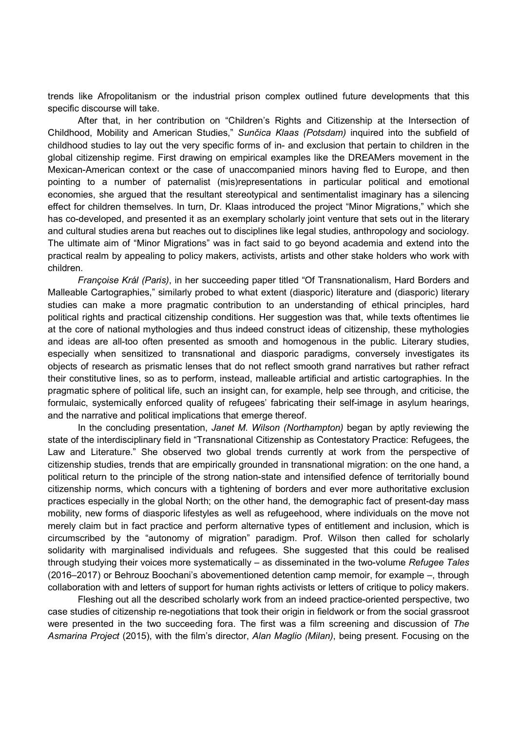trends like Afropolitanism or the industrial prison complex outlined future developments that this specific discourse will take.

After that, in her contribution on "Children's Rights and Citizenship at the Intersection of Childhood, Mobility and American Studies," *Sunčica Klaas (Potsdam)* inquired into the subfield of childhood studies to lay out the very specific forms of in- and exclusion that pertain to children in the global citizenship regime. First drawing on empirical examples like the DREAMers movement in the Mexican-American context or the case of unaccompanied minors having fled to Europe, and then pointing to a number of paternalist (mis)representations in particular political and emotional economies, she argued that the resultant stereotypical and sentimentalist imaginary has a silencing effect for children themselves. In turn, Dr. Klaas introduced the project "Minor Migrations," which she has co-developed, and presented it as an exemplary scholarly joint venture that sets out in the literary and cultural studies arena but reaches out to disciplines like legal studies, anthropology and sociology. The ultimate aim of "Minor Migrations" was in fact said to go beyond academia and extend into the practical realm by appealing to policy makers, activists, artists and other stake holders who work with children.

*Françoise Král (Paris)*, in her succeeding paper titled "Of Transnationalism, Hard Borders and Malleable Cartographies," similarly probed to what extent (diasporic) literature and (diasporic) literary studies can make a more pragmatic contribution to an understanding of ethical principles, hard political rights and practical citizenship conditions. Her suggestion was that, while texts oftentimes lie at the core of national mythologies and thus indeed construct ideas of citizenship, these mythologies and ideas are all-too often presented as smooth and homogenous in the public. Literary studies, especially when sensitized to transnational and diasporic paradigms, conversely investigates its objects of research as prismatic lenses that do not reflect smooth grand narratives but rather refract their constitutive lines, so as to perform, instead, malleable artificial and artistic cartographies. In the pragmatic sphere of political life, such an insight can, for example, help see through, and criticise, the formulaic, systemically enforced quality of refugees' fabricating their self-image in asylum hearings, and the narrative and political implications that emerge thereof.

In the concluding presentation, *Janet M. Wilson (Northampton)* began by aptly reviewing the state of the interdisciplinary field in "Transnational Citizenship as Contestatory Practice: Refugees, the Law and Literature." She observed two global trends currently at work from the perspective of citizenship studies, trends that are empirically grounded in transnational migration: on the one hand, a political return to the principle of the strong nation-state and intensified defence of territorially bound citizenship norms, which concurs with a tightening of borders and ever more authoritative exclusion practices especially in the global North; on the other hand, the demographic fact of present-day mass mobility, new forms of diasporic lifestyles as well as refugeehood, where individuals on the move not merely claim but in fact practice and perform alternative types of entitlement and inclusion, which is circumscribed by the "autonomy of migration" paradigm. Prof. Wilson then called for scholarly solidarity with marginalised individuals and refugees. She suggested that this could be realised through studying their voices more systematically – as disseminated in the two-volume *Refugee Tales* (2016–2017) or Behrouz Boochani's abovementioned detention camp memoir, for example –, through collaboration with and letters of support for human rights activists or letters of critique to policy makers.

Fleshing out all the described scholarly work from an indeed practice-oriented perspective, two case studies of citizenship re-negotiations that took their origin in fieldwork or from the social grassroot were presented in the two succeeding fora. The first was a film screening and discussion of *The Asmarina Project* (2015), with the film's director, *Alan Maglio (Milan)*, being present. Focusing on the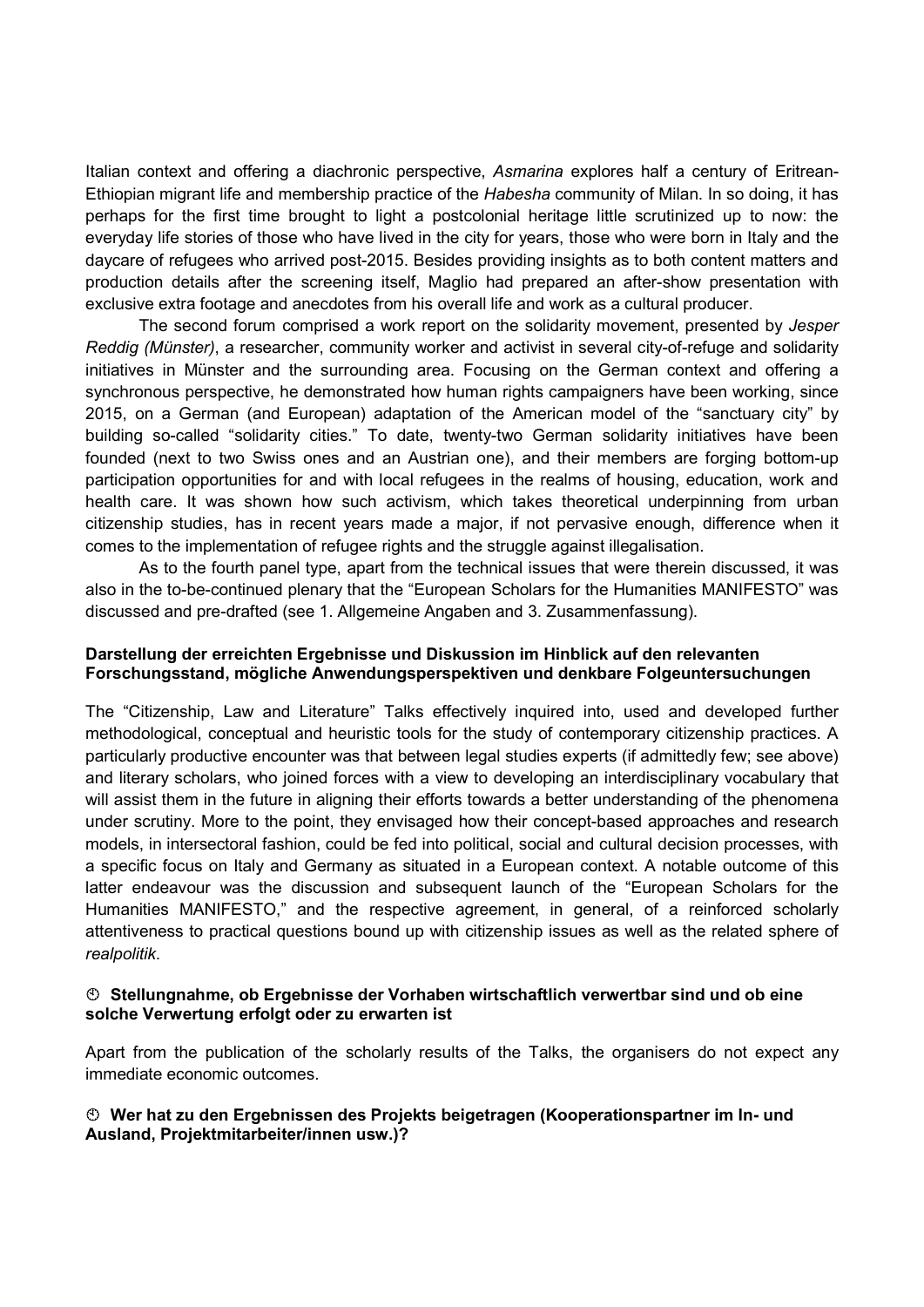Italian context and offering a diachronic perspective, *Asmarina* explores half a century of Eritrean-Ethiopian migrant life and membership practice of the *Habesha* community of Milan. In so doing, it has perhaps for the first time brought to light a postcolonial heritage little scrutinized up to now: the everyday life stories of those who have lived in the city for years, those who were born in Italy and the daycare of refugees who arrived post-2015. Besides providing insights as to both content matters and production details after the screening itself, Maglio had prepared an after-show presentation with exclusive extra footage and anecdotes from his overall life and work as a cultural producer.

The second forum comprised a work report on the solidarity movement, presented by *Jesper Reddig (Münster)*, a researcher, community worker and activist in several city-of-refuge and solidarity initiatives in Münster and the surrounding area. Focusing on the German context and offering a synchronous perspective, he demonstrated how human rights campaigners have been working, since 2015, on a German (and European) adaptation of the American model of the "sanctuary city" by building so-called "solidarity cities." To date, twenty-two German solidarity initiatives have been founded (next to two Swiss ones and an Austrian one), and their members are forging bottom-up participation opportunities for and with local refugees in the realms of housing, education, work and health care. It was shown how such activism, which takes theoretical underpinning from urban citizenship studies, has in recent years made a major, if not pervasive enough, difference when it comes to the implementation of refugee rights and the struggle against illegalisation.

As to the fourth panel type, apart from the technical issues that were therein discussed, it was also in the to-be-continued plenary that the "European Scholars for the Humanities MANIFESTO" was discussed and pre-drafted (see 1. Allgemeine Angaben and 3. Zusammenfassung).

**Darstellung der erreichten Ergebnisse und Diskussion im Hinblick auf den relevanten Forschungsstand, mögliche Anwendungsperspektiven und denkbare Folgeuntersuchungen**

The "Citizenship, Law and Literature" Talks effectively inquired into, used and developed further methodological, conceptual and heuristic tools for the study of contemporary citizenship practices. A particularly productive encounter was that between legal studies experts (if admittedly few; see above) and literary scholars, who joined forces with a view to developing an interdisciplinary vocabulary that will assist them in the future in aligning their efforts towards a better understanding of the phenomena under scrutiny. More to the point, they envisaged how their concept-based approaches and research models, in intersectoral fashion, could be fed into political, social and cultural decision processes, with a specific focus on Italy and Germany as situated in a European context. A notable outcome of this latter endeavour was the discussion and subsequent launch of the "European Scholars for the Humanities MANIFESTO," and the respective agreement, in general, of a reinforced scholarly attentiveness to practical questions bound up with citizenship issues as well as the related sphere of *realpolitik*.

**⌚ Stellungnahme, ob Ergebnisse der Vorhaben wirtschaftlich verwertbar sind und ob eine solche Verwertung erfolgt oder zu erwarten ist**

Apart from the publication of the scholarly results of the Talks, the organisers do not expect any immediate economic outcomes.

**⌚ Wer hat zu den Ergebnissen des Projekts beigetragen (Kooperationspartner im In- und Ausland, Projektmitarbeiter/innen usw.)?**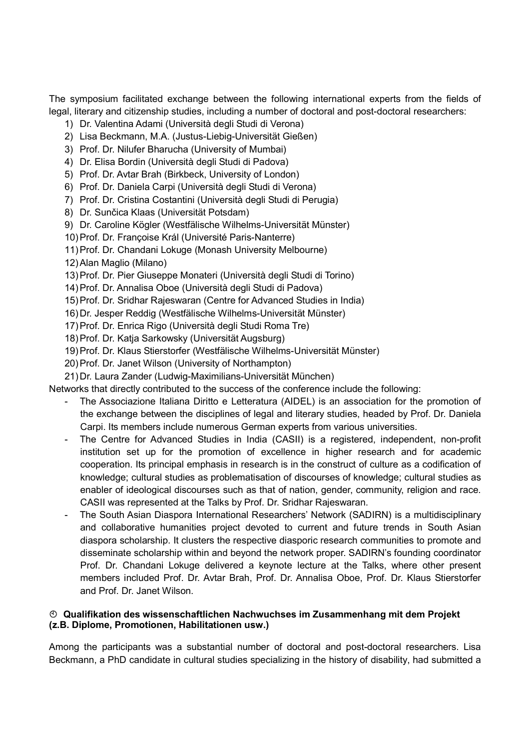The symposium facilitated exchange between the following international experts from the fields of legal, literary and citizenship studies, including a number of doctoral and post-doctoral researchers:

1) Dr. Valentina Adami (Università degli Studi di Verona)
2) Lisa Beckmann, M.A. (Justus-Liebig-Universität Gießen)
3) Prof. Dr. Nilufer Bharucha (University of Mumbai)
4) Dr. Elisa Bordin (Università degli Studi di Padova)
5) Prof. Dr. Avtar Brah (Birkbeck, University of London)
6) Prof. Dr. Daniela Carpi (Università degli Studi di Verona)
7) Prof. Dr. Cristina Costantini (Università degli Studi di Perugia)
8) Dr. Sunčica Klaas (Universität Potsdam)
9) Dr. Caroline Kögler (Westfälische Wilhelms-Universität Münster)
10) Prof. Dr. Françoise Král (Université Paris-Nanterre)
11) Prof. Dr. Chandani Lokuge (Monash University Melbourne)
12) Alan Maglio (Milano)
13) Prof. Dr. Pier Giuseppe Monateri (Università degli Studi di Torino)
14) Prof. Dr. Annalisa Oboe (Università degli Studi di Padova)
15) Prof. Dr. Sridhar Rajeswaran (Centre for Advanced Studies in India)
16) Dr. Jesper Reddig (Westfälische Wilhelms-Universität Münster)
17) Prof. Dr. Enrica Rigo (Università degli Studi Roma Tre)
18) Prof. Dr. Katja Sarkowsky (Universität Augsburg)
19) Prof. Dr. Klaus Stierstorfer (Westfälische Wilhelms-Universität Münster)
20) Prof. Dr. Janet Wilson (University of Northampton)
21) Dr. Laura Zander (Ludwig-Maximilians-Universität München)

Networks that directly contributed to the success of the conference include the following:

- The Associazione Italiana Diritto e Letteratura (AIDEL) is an association for the promotion of the exchange between the disciplines of legal and literary studies, headed by Prof. Dr. Daniela Carpi. Its members include numerous German experts from various universities.
- The Centre for Advanced Studies in India (CASII) is a registered, independent, non-profit institution set up for the promotion of excellence in higher research and for academic cooperation. Its principal emphasis in research is in the construct of culture as a codification of knowledge; cultural studies as problematisation of discourses of knowledge; cultural studies as enabler of ideological discourses such as that of nation, gender, community, religion and race. CASII was represented at the Talks by Prof. Dr. Sridhar Rajeswaran.
- The South Asian Diaspora International Researchers' Network (SADIRN) is a multidisciplinary and collaborative humanities project devoted to current and future trends in South Asian diaspora scholarship. It clusters the respective diasporic research communities to promote and disseminate scholarship within and beyond the network proper. SADIRN's founding coordinator Prof. Dr. Chandani Lokuge delivered a keynote lecture at the Talks, where other present members included Prof. Dr. Avtar Brah, Prof. Dr. Annalisa Oboe, Prof. Dr. Klaus Stierstorfer and Prof. Dr. Janet Wilson.

**Qualifikation des wissenschaftlichen Nachwuchses im Zusammenhang mit dem Projekt (z.B. Diplome, Promotionen, Habilitationen usw.)**

Among the participants was a substantial number of doctoral and post-doctoral researchers. Lisa Beckmann, a PhD candidate in cultural studies specializing in the history of disability, had submitted a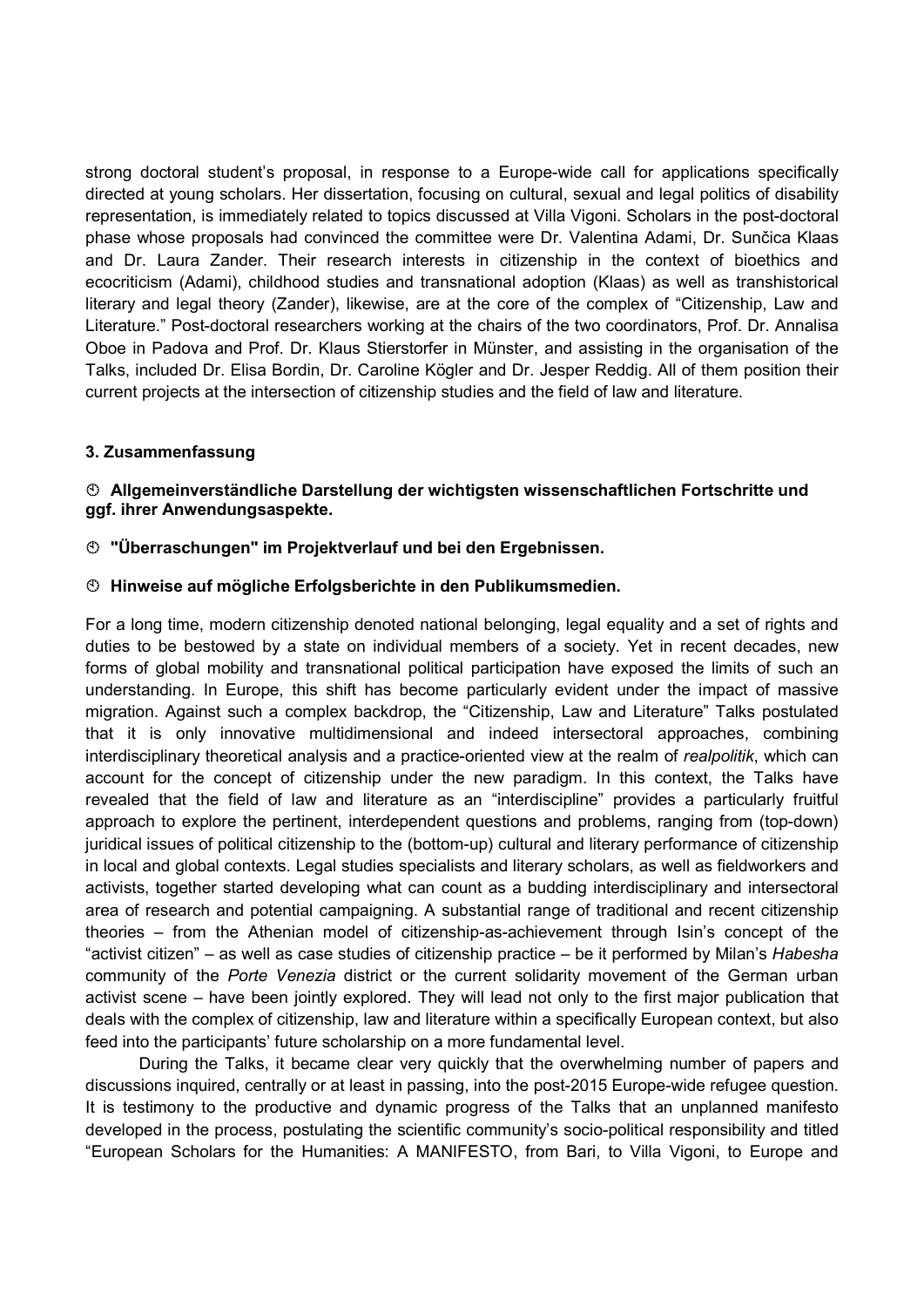strong doctoral student's proposal, in response to a Europe-wide call for applications specifically directed at young scholars. Her dissertation, focusing on cultural, sexual and legal politics of disability representation, is immediately related to topics discussed at Villa Vigoni. Scholars in the post-doctoral phase whose proposals had convinced the committee were Dr. Valentina Adami, Dr. Sunčica Klaas and Dr. Laura Zander. Their research interests in citizenship in the context of bioethics and ecocriticism (Adami), childhood studies and transnational adoption (Klaas) as well as transhistorical literary and legal theory (Zander), likewise, are at the core of the complex of "Citizenship, Law and Literature." Post-doctoral researchers working at the chairs of the two coordinators, Prof. Dr. Annalisa Oboe in Padova and Prof. Dr. Klaus Stierstorfer in Münster, and assisting in the organisation of the Talks, included Dr. Elisa Bordin, Dr. Caroline Kögler and Dr. Jesper Reddig. All of them position their current projects at the intersection of citizenship studies and the field of law and literature.

### 3. Zusammenfassung

- **Allgemeinverständliche Darstellung der wichtigsten wissenschaftlichen Fortschritte und ggf. ihrer Anwendungsaspekte.**
- **"Überraschungen" im Projektverlauf und bei den Ergebnissen.**
- **Hinweise auf mögliche Erfolgsberichte in den Publikumsmedien.**

For a long time, modern citizenship denoted national belonging, legal equality and a set of rights and duties to be bestowed by a state on individual members of a society. Yet in recent decades, new forms of global mobility and transnational political participation have exposed the limits of such an understanding. In Europe, this shift has become particularly evident under the impact of massive migration. Against such a complex backdrop, the "Citizenship, Law and Literature" Talks postulated that it is only innovative multidimensional and indeed intersectoral approaches, combining interdisciplinary theoretical analysis and a practice-oriented view at the realm of *realpolitik*, which can account for the concept of citizenship under the new paradigm. In this context, the Talks have revealed that the field of law and literature as an "interdiscipline" provides a particularly fruitful approach to explore the pertinent, interdependent questions and problems, ranging from (top-down) juridical issues of political citizenship to the (bottom-up) cultural and literary performance of citizenship in local and global contexts. Legal studies specialists and literary scholars, as well as fieldworkers and activists, together started developing what can count as a budding interdisciplinary and intersectoral area of research and potential campaigning. A substantial range of traditional and recent citizenship theories – from the Athenian model of citizenship-as-achievement through Isin's concept of the "activist citizen" – as well as case studies of citizenship practice – be it performed by Milan's *Habesha* community of the *Porte Venezia* district or the current solidarity movement of the German urban activist scene – have been jointly explored. They will lead not only to the first major publication that deals with the complex of citizenship, law and literature within a specifically European context, but also feed into the participants' future scholarship on a more fundamental level.

During the Talks, it became clear very quickly that the overwhelming number of papers and discussions inquired, centrally or at least in passing, into the post-2015 Europe-wide refugee question. It is testimony to the productive and dynamic progress of the Talks that an unplanned manifesto developed in the process, postulating the scientific community's socio-political responsibility and titled "European Scholars for the Humanities: A MANIFESTO, from Bari, to Villa Vigoni, to Europe and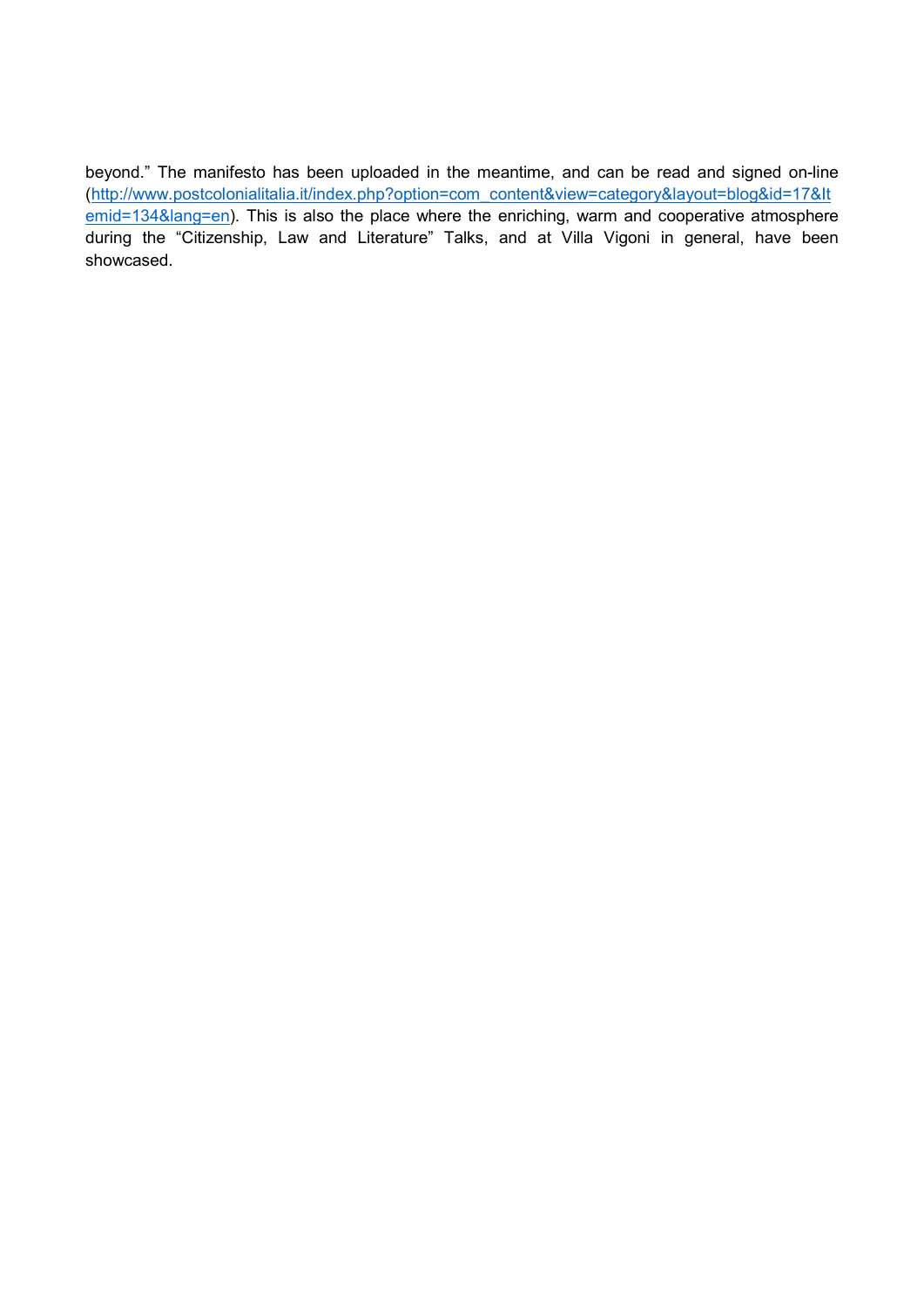beyond." The manifesto has been uploaded in the meantime, and can be read and signed on-line (http://www.postcolonialitalia.it/index.php?option=com_content&view=category&layout=blog&id=17&Itemid=134&lang=en). This is also the place where the enriching, warm and cooperative atmosphere during the "Citizenship, Law and Literature" Talks, and at Villa Vigoni in general, have been showcased.